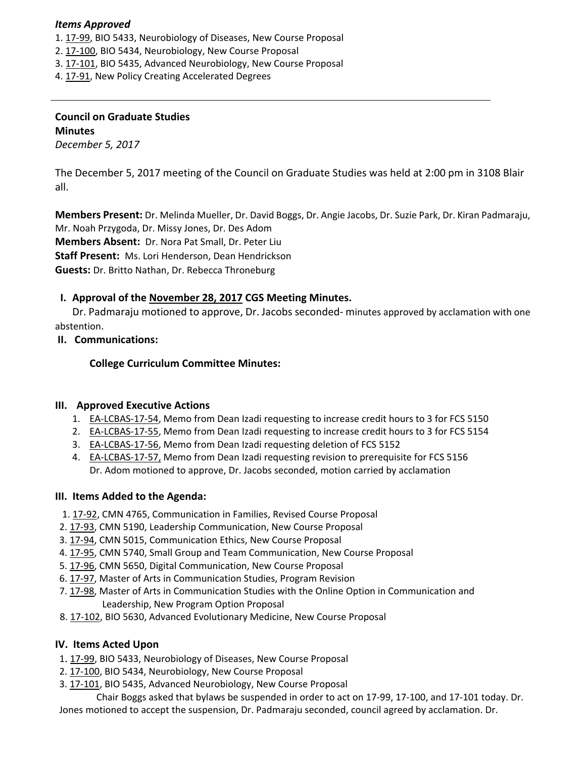***Items Approved***

1. 17-99, BIO 5433, Neurobiology of Diseases, New Course Proposal
2. 17-100, BIO 5434, Neurobiology, New Course Proposal
3. 17-101, BIO 5435, Advanced Neurobiology, New Course Proposal
4. 17-91, New Policy Creating Accelerated Degrees

---

**Council on Graduate Studies**
**Minutes**
*December 5, 2017*

The December 5, 2017 meeting of the Council on Graduate Studies was held at 2:00 pm in 3108 Blair all.

**Members Present:** Dr. Melinda Mueller, Dr. David Boggs, Dr. Angie Jacobs, Dr. Suzie Park, Dr. Kiran Padmaraju, Mr. Noah Przygoda, Dr. Missy Jones, Dr. Des Adom
**Members Absent:** Dr. Nora Pat Small, Dr. Peter Liu
**Staff Present:** Ms. Lori Henderson, Dean Hendrickson
**Guests:** Dr. Britto Nathan, Dr. Rebecca Throneburg

**I. Approval of the November 28, 2017 CGS Meeting Minutes.**

Dr. Padmaraju motioned to approve, Dr. Jacobs seconded- minutes approved by acclamation with one abstention.

**II. Communications:**

**College Curriculum Committee Minutes:**

**III. Approved Executive Actions**

1. EA-LCBAS-17-54, Memo from Dean Izadi requesting to increase credit hours to 3 for FCS 5150
2. EA-LCBAS-17-55, Memo from Dean Izadi requesting to increase credit hours to 3 for FCS 5154
3. EA-LCBAS-17-56, Memo from Dean Izadi requesting deletion of FCS 5152
4. EA-LCBAS-17-57, Memo from Dean Izadi requesting revision to prerequisite for FCS 5156
   Dr. Adom motioned to approve, Dr. Jacobs seconded, motion carried by acclamation

**III. Items Added to the Agenda:**

1. 17-92, CMN 4765, Communication in Families, Revised Course Proposal
2. 17-93, CMN 5190, Leadership Communication, New Course Proposal
3. 17-94, CMN 5015, Communication Ethics, New Course Proposal
4. 17-95, CMN 5740, Small Group and Team Communication, New Course Proposal
5. 17-96, CMN 5650, Digital Communication, New Course Proposal
6. 17-97, Master of Arts in Communication Studies, Program Revision
7. 17-98, Master of Arts in Communication Studies with the Online Option in Communication and Leadership, New Program Option Proposal
8. 17-102, BIO 5630, Advanced Evolutionary Medicine, New Course Proposal

**IV. Items Acted Upon**

1. 17-99, BIO 5433, Neurobiology of Diseases, New Course Proposal
2. 17-100, BIO 5434, Neurobiology, New Course Proposal
3. 17-101, BIO 5435, Advanced Neurobiology, New Course Proposal

Chair Boggs asked that bylaws be suspended in order to act on 17-99, 17-100, and 17-101 today. Dr. Jones motioned to accept the suspension, Dr. Padmaraju seconded, council agreed by acclamation. Dr.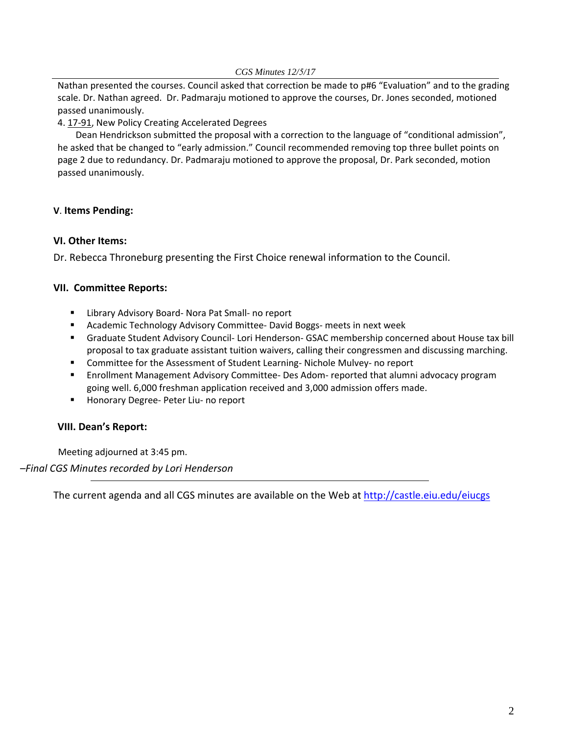Nathan presented the courses. Council asked that correction be made to p#6 "Evaluation" and to the grading scale. Dr. Nathan agreed. Dr. Padmaraju motioned to approve the courses, Dr. Jones seconded, motioned passed unanimously.

4. 17-91, New Policy Creating Accelerated Degrees

Dean Hendrickson submitted the proposal with a correction to the language of "conditional admission", he asked that be changed to "early admission." Council recommended removing top three bullet points on page 2 due to redundancy. Dr. Padmaraju motioned to approve the proposal, Dr. Park seconded, motion passed unanimously.

## V. Items Pending:

## VI. Other Items:

Dr. Rebecca Throneburg presenting the First Choice renewal information to the Council.

## VII. Committee Reports:

- Library Advisory Board- Nora Pat Small- no report
- Academic Technology Advisory Committee- David Boggs- meets in next week
- Graduate Student Advisory Council- Lori Henderson- GSAC membership concerned about House tax bill proposal to tax graduate assistant tuition waivers, calling their congressmen and discussing marching.
- Committee for the Assessment of Student Learning- Nichole Mulvey- no report
- Enrollment Management Advisory Committee- Des Adom- reported that alumni advocacy program going well. 6,000 freshman application received and 3,000 admission offers made.
- Honorary Degree- Peter Liu- no report

## VIII. Dean's Report:

Meeting adjourned at 3:45 pm.

*–Final CGS Minutes recorded by Lori Henderson*

The current agenda and all CGS minutes are available on the Web at http://castle.eiu.edu/eiucgs